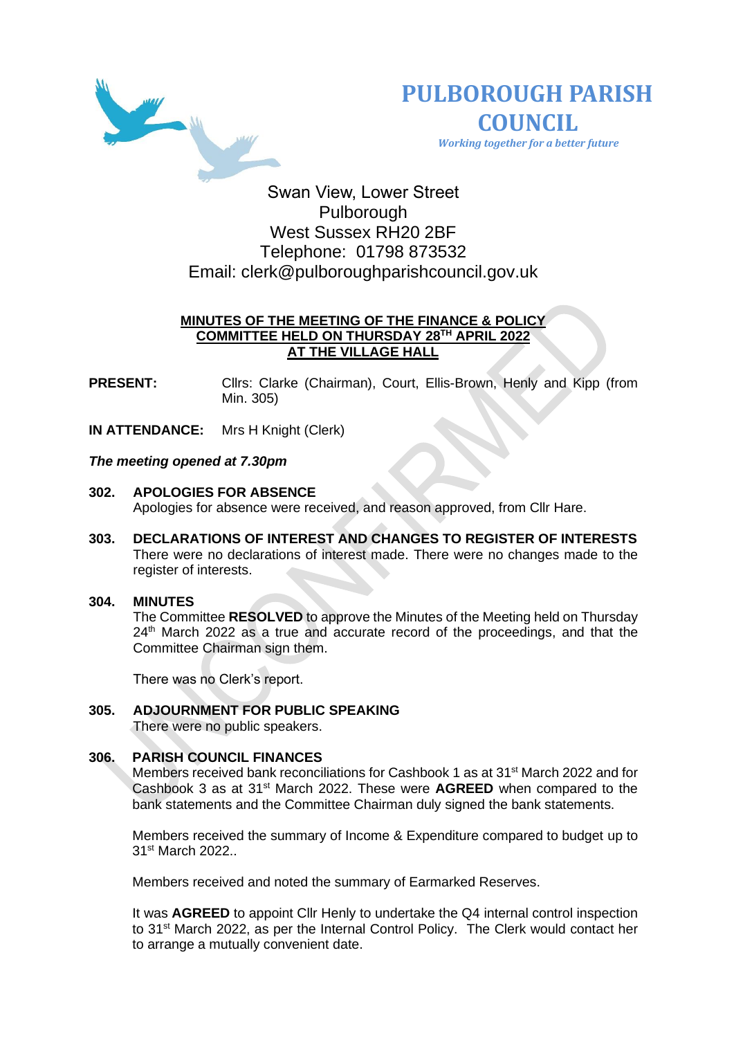# PULBOROUGH PARISH COUNCIL

*Working together for a better future*

Swan View, Lower Street
Pulborough
West Sussex RH20 2BF
Telephone: 01798 873532
Email: clerk@pulboroughparishcouncil.gov.uk

**MINUTES OF THE MEETING OF THE FINANCE & POLICY COMMITTEE HELD ON THURSDAY 28TH APRIL 2022 AT THE VILLAGE HALL**

**PRESENT:** Cllrs: Clarke (Chairman), Court, Ellis-Brown, Henly and Kipp (from Min. 305)

**IN ATTENDANCE:** Mrs H Knight (Clerk)

***The meeting opened at 7.30pm***

**302. APOLOGIES FOR ABSENCE**

Apologies for absence were received, and reason approved, from Cllr Hare.

**303. DECLARATIONS OF INTEREST AND CHANGES TO REGISTER OF INTERESTS**

There were no declarations of interest made. There were no changes made to the register of interests.

**304. MINUTES**

The Committee **RESOLVED** to approve the Minutes of the Meeting held on Thursday 24th March 2022 as a true and accurate record of the proceedings, and that the Committee Chairman sign them.

There was no Clerk's report.

**305. ADJOURNMENT FOR PUBLIC SPEAKING**

There were no public speakers.

**306. PARISH COUNCIL FINANCES**

Members received bank reconciliations for Cashbook 1 as at 31st March 2022 and for Cashbook 3 as at 31st March 2022. These were **AGREED** when compared to the bank statements and the Committee Chairman duly signed the bank statements.

Members received the summary of Income & Expenditure compared to budget up to 31st March 2022..

Members received and noted the summary of Earmarked Reserves.

It was **AGREED** to appoint Cllr Henly to undertake the Q4 internal control inspection to 31st March 2022, as per the Internal Control Policy. The Clerk would contact her to arrange a mutually convenient date.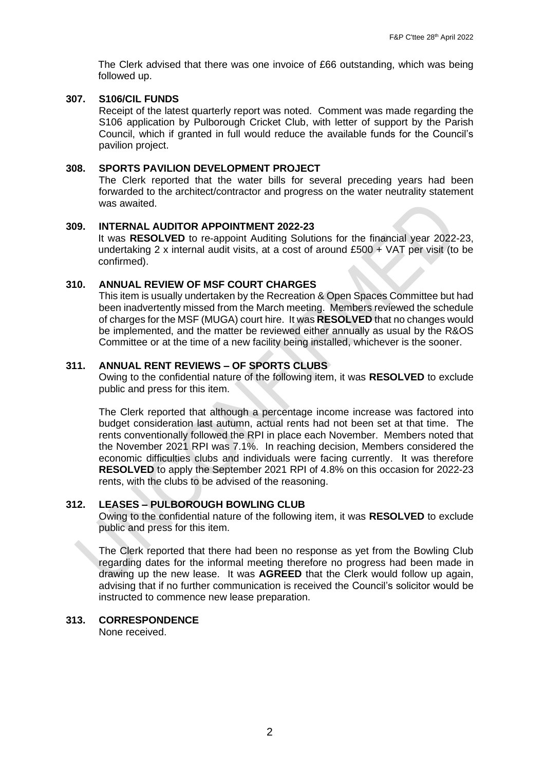The Clerk advised that there was one invoice of £66 outstanding, which was being followed up.

**307. S106/CIL FUNDS**

Receipt of the latest quarterly report was noted. Comment was made regarding the S106 application by Pulborough Cricket Club, with letter of support by the Parish Council, which if granted in full would reduce the available funds for the Council's pavilion project.

**308. SPORTS PAVILION DEVELOPMENT PROJECT**

The Clerk reported that the water bills for several preceding years had been forwarded to the architect/contractor and progress on the water neutrality statement was awaited.

**309. INTERNAL AUDITOR APPOINTMENT 2022-23**

It was **RESOLVED** to re-appoint Auditing Solutions for the financial year 2022-23, undertaking 2 x internal audit visits, at a cost of around £500 + VAT per visit (to be confirmed).

**310. ANNUAL REVIEW OF MSF COURT CHARGES**

This item is usually undertaken by the Recreation & Open Spaces Committee but had been inadvertently missed from the March meeting. Members reviewed the schedule of charges for the MSF (MUGA) court hire. It was **RESOLVED** that no changes would be implemented, and the matter be reviewed either annually as usual by the R&OS Committee or at the time of a new facility being installed, whichever is the sooner.

**311. ANNUAL RENT REVIEWS – OF SPORTS CLUBS**

Owing to the confidential nature of the following item, it was **RESOLVED** to exclude public and press for this item.

The Clerk reported that although a percentage income increase was factored into budget consideration last autumn, actual rents had not been set at that time. The rents conventionally followed the RPI in place each November. Members noted that the November 2021 RPI was 7.1%. In reaching decision, Members considered the economic difficulties clubs and individuals were facing currently. It was therefore **RESOLVED** to apply the September 2021 RPI of 4.8% on this occasion for 2022-23 rents, with the clubs to be advised of the reasoning.

**312. LEASES – PULBOROUGH BOWLING CLUB**

Owing to the confidential nature of the following item, it was **RESOLVED** to exclude public and press for this item.

The Clerk reported that there had been no response as yet from the Bowling Club regarding dates for the informal meeting therefore no progress had been made in drawing up the new lease. It was **AGREED** that the Clerk would follow up again, advising that if no further communication is received the Council's solicitor would be instructed to commence new lease preparation.

**313. CORRESPONDENCE**

None received.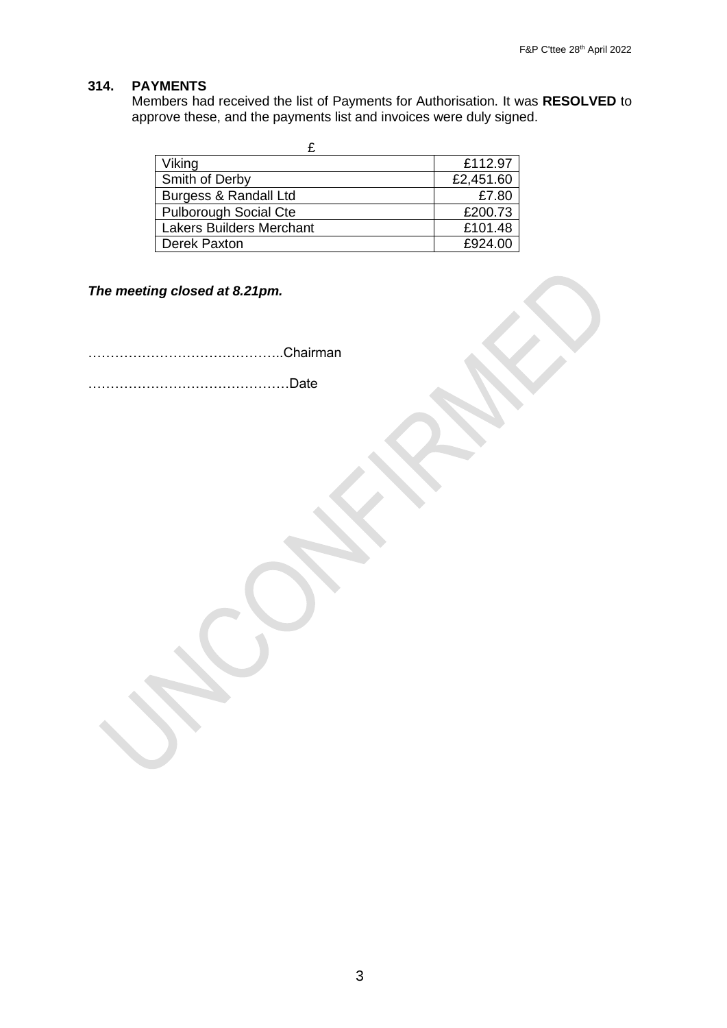## 314. PAYMENTS

Members had received the list of Payments for Authorisation. It was **RESOLVED** to approve these, and the payments list and invoices were duly signed.

| | £ |
|---|---|
| Viking | £112.97 |
| Smith of Derby | £2,451.60 |
| Burgess & Randall Ltd | £7.80 |
| Pulborough Social Cte | £200.73 |
| Lakers Builders Merchant | £101.48 |
| Derek Paxton | £924.00 |

***The meeting closed at 8.21pm.***

……………………………………..Chairman

………………………………………Date

UNCONFIRMED